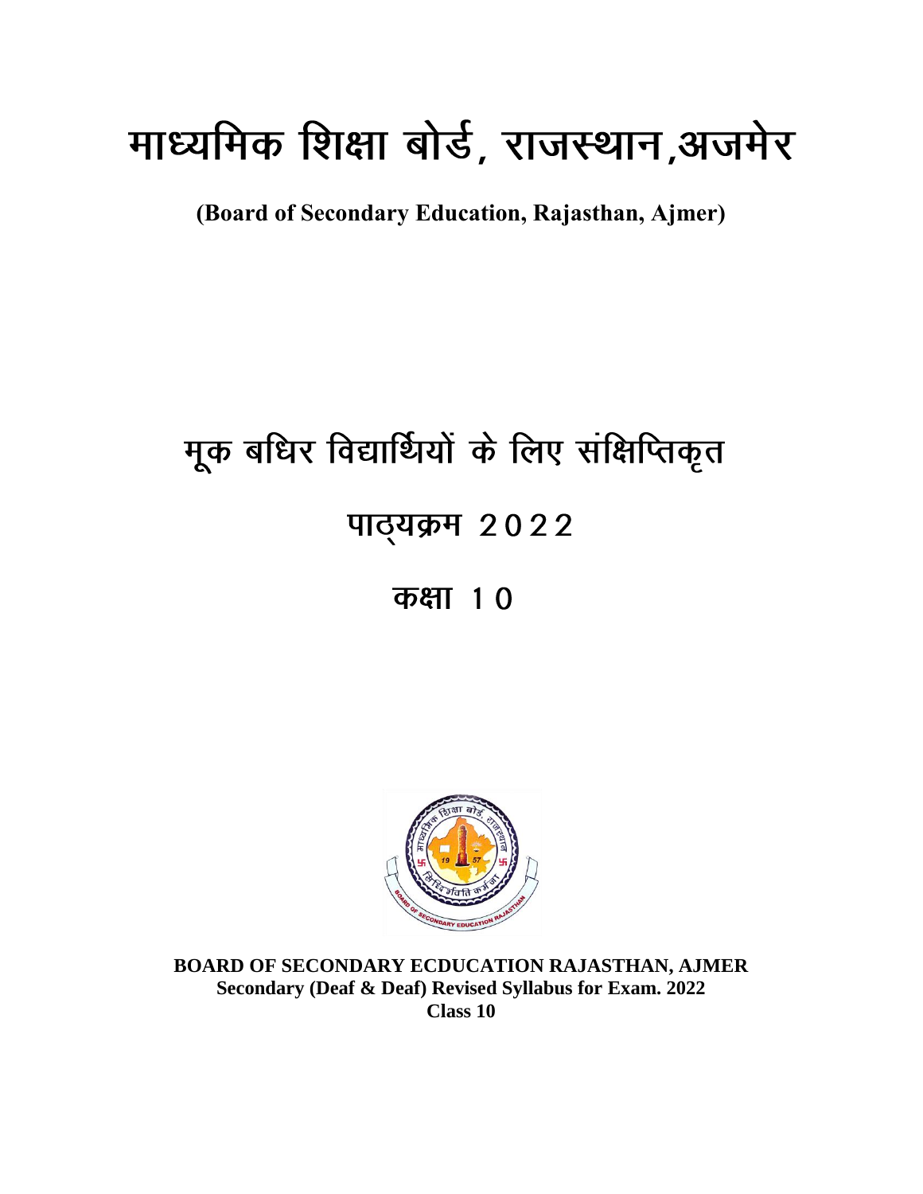# माध्यमिक शिक्षा बोर्ड, राजस्थान,अजमेर

**(Board of Secondary Education, Rajasthan, Ajmer)**

# मूक बधिर विद्यार्थियों के लिए संक्षिप्तिकृत

# पाठ्यक्रम 2022

# कक्षा 10

**BOARD OF SECONDARY ECDUCATION RAJASTHAN, AJMER**
**Secondary (Deaf & Deaf) Revised Syllabus for Exam. 2022**
**Class 10**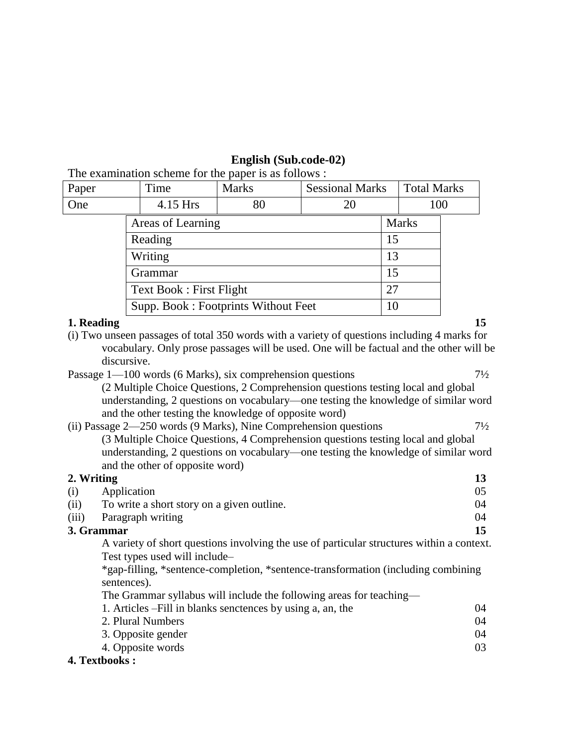## English (Sub.code-02)

The examination scheme for the paper is as follows :

| Paper | Time | Marks | Sessional Marks | Total Marks |
|---|---|---|---|---|
| One | 4.15 Hrs | 80 | 20 | 100 |

| Areas of Learning | Marks |
|---|---|
| Reading | 15 |
| Writing | 13 |
| Grammar | 15 |
| Text Book : First Flight | 27 |
| Supp. Book : Footprints Without Feet | 10 |

**1. Reading** **15**

(i) Two unseen passages of total 350 words with a variety of questions including 4 marks for vocabulary. Only prose passages will be used. One will be factual and the other will be discursive.

Passage 1—100 words (6 Marks), six comprehension questions 7½

(2 Multiple Choice Questions, 2 Comprehension questions testing local and global understanding, 2 questions on vocabulary—one testing the knowledge of similar word and the other testing the knowledge of opposite word)

(ii) Passage 2—250 words (9 Marks), Nine Comprehension questions 7½

(3 Multiple Choice Questions, 4 Comprehension questions testing local and global understanding, 2 questions on vocabulary—one testing the knowledge of similar word and the other of opposite word)

**2. Writing** **13**

(i) Application 05

(ii) To write a short story on a given outline. 04

(iii) Paragraph writing 04

**3. Grammar** **15**

A variety of short questions involving the use of particular structures within a context. Test types used will include–

*gap-filling, *sentence-completion, *sentence-transformation (including combining sentences).

The Grammar syllabus will include the following areas for teaching—

1. Articles –Fill in blanks senctences by using a, an, the 04
2. Plural Numbers 04
3. Opposite gender 04
4. Opposite words 03

**4. Textbooks :**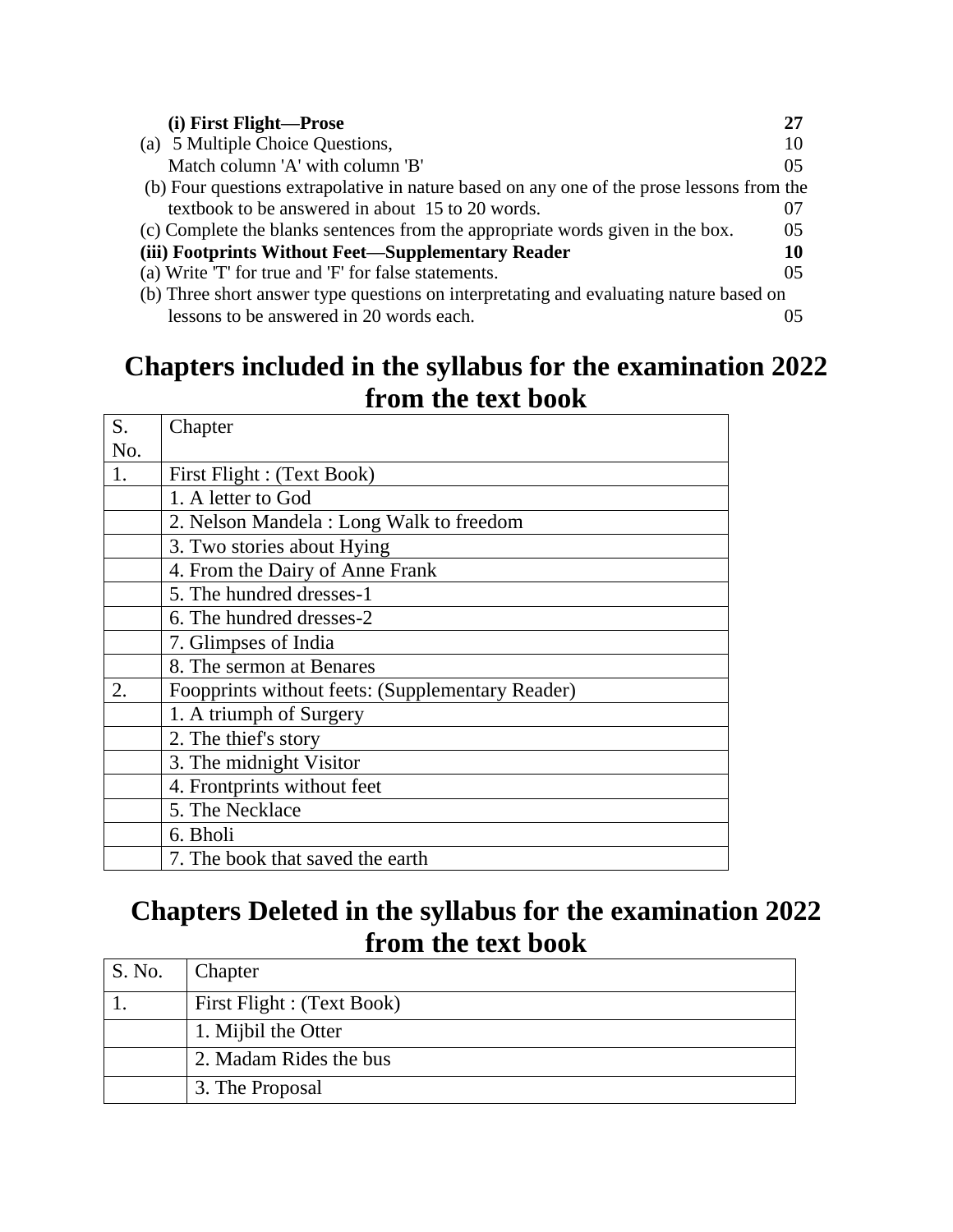**(i) First Flight—Prose** **27**

(a) 5 Multiple Choice Questions, 10

Match column 'A' with column 'B' 05

(b) Four questions extrapolative in nature based on any one of the prose lessons from the textbook to be answered in about 15 to 20 words. 07

(c) Complete the blanks sentences from the appropriate words given in the box. 05

**(iii) Footprints Without Feet—Supplementary Reader** **10**

(a) Write 'T' for true and 'F' for false statements. 05

(b) Three short answer type questions on interpretating and evaluating nature based on lessons to be answered in 20 words each. 05

## Chapters included in the syllabus for the examination 2022 from the text book

| S. No. | Chapter |
|---|---|
| 1. | First Flight : (Text Book) |
| | 1. A letter to God |
| | 2. Nelson Mandela : Long Walk to freedom |
| | 3. Two stories about Hying |
| | 4. From the Dairy of Anne Frank |
| | 5. The hundred dresses-1 |
| | 6. The hundred dresses-2 |
| | 7. Glimpses of India |
| | 8. The sermon at Benares |
| 2. | Foopprints without feets: (Supplementary Reader) |
| | 1. A triumph of Surgery |
| | 2. The thief's story |
| | 3. The midnight Visitor |
| | 4. Frontprints without feet |
| | 5. The Necklace |
| | 6. Bholi |
| | 7. The book that saved the earth |

## Chapters Deleted in the syllabus for the examination 2022 from the text book

| S. No. | Chapter |
|---|---|
| 1. | First Flight : (Text Book) |
| | 1. Mijbil the Otter |
| | 2. Madam Rides the bus |
| | 3. The Proposal |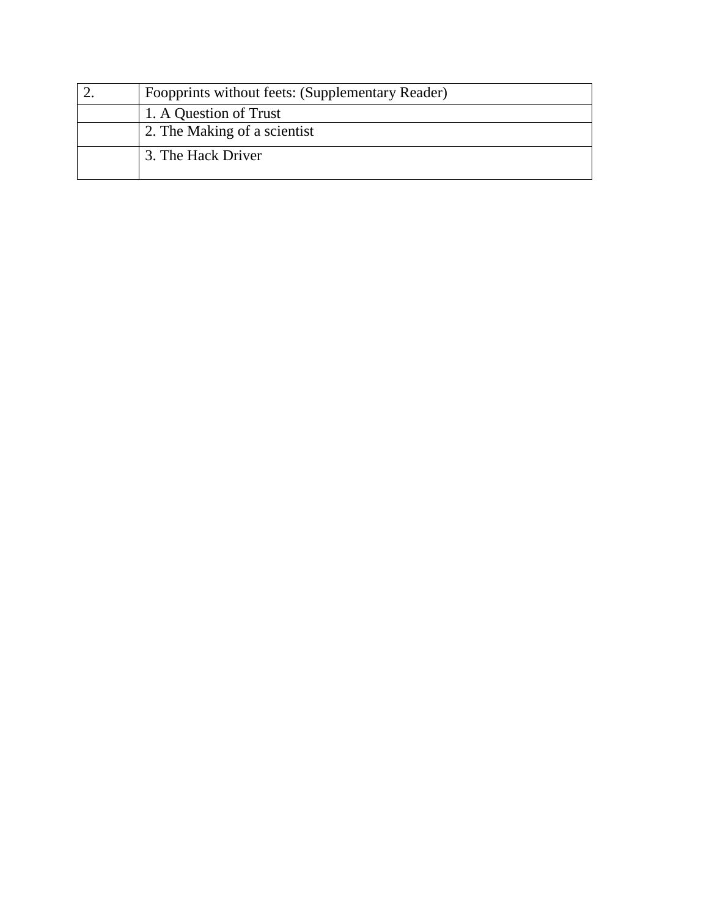| 2. | Foopprints without feets: (Supplementary Reader) |
| --- | --- |
| | 1. A Question of Trust |
| | 2. The Making of a scientist |
| | 3. The Hack Driver |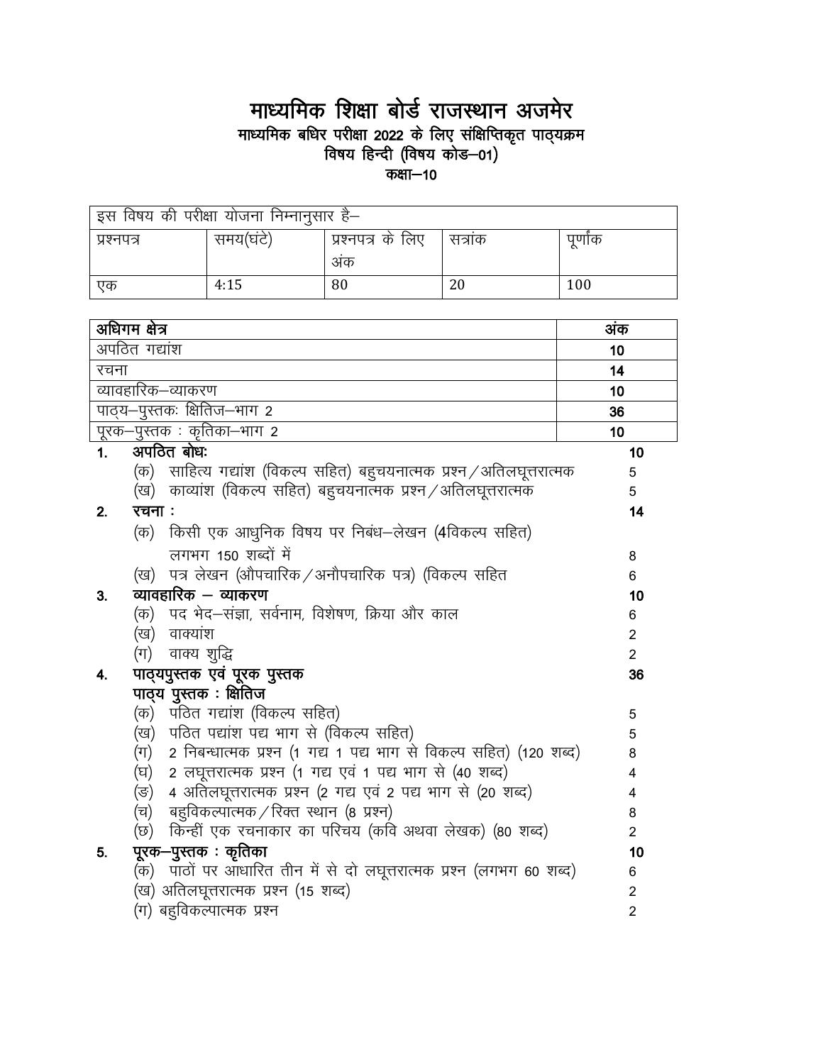# माध्यमिक शिक्षा बोर्ड राजस्थान अजमेर

## माध्यमिक बधिर परीक्षा 2022 के लिए संक्षिप्तिकृत पाठ्यक्रम

### विषय हिन्दी (विषय कोड–01)

### कक्षा–10

| इस विषय की परीक्षा योजना निम्नानुसार है– | | | | |
|---|---|---|---|---|
| प्रश्नपत्र | समय(घंटे) | प्रश्नपत्र के लिए अंक | सत्रांक | पूर्णांक |
| एक | 4:15 | 80 | 20 | 100 |

| अधिगम क्षेत्र | अंक |
|---|---|
| अपठित गद्यांश | 10 |
| रचना | 14 |
| व्यावहारिक–व्याकरण | 10 |
| पाठ्य–पुस्तकः क्षितिज–भाग 2 | 36 |
| पूरक–पुस्तक : कृतिका–भाग 2 | 10 |

**1. अपठित बोधः** — **10**
- (क) साहित्य गद्यांश (विकल्प सहित) बहुचयनात्मक प्रश्न / अतिलघूत्तरात्मक — 5
- (ख) काव्यांश (विकल्प सहित) बहुचयनात्मक प्रश्न / अतिलघूत्तरात्मक — 5

**2. रचना :** — **14**
- (क) किसी एक आधुनिक विषय पर निबंध–लेखन (4विकल्प सहित) लगभग 150 शब्दों में — 8
- (ख) पत्र लेखन (औपचारिक / अनौपचारिक पत्र) (विकल्प सहित — 6

**3. व्यावहारिक – व्याकरण** — **10**
- (क) पद भेद–संज्ञा, सर्वनाम, विशेषण, क्रिया और काल — 6
- (ख) वाक्यांश — 2
- (ग) वाक्य शुद्धि — 2

**4. पाठ्यपुस्तक एवं पूरक पुस्तक** — **36**

**पाठ्य पुस्तक : क्षितिज**
- (क) पठित गद्यांश (विकल्प सहित) — 5
- (ख) पठित पद्यांश पद्य भाग से (विकल्प सहित) — 5
- (ग) 2 निबन्धात्मक प्रश्न (1 गद्य 1 पद्य भाग से विकल्प सहित) (120 शब्द) — 8
- (घ) 2 लघूत्तरात्मक प्रश्न (1 गद्य एवं 1 पद्य भाग से (40 शब्द) — 4
- (ङ) 4 अतिलघूत्तरात्मक प्रश्न (2 गद्य एवं 2 पद्य भाग से (20 शब्द) — 4
- (च) बहुविकल्पात्मक / रिक्त स्थान (8 प्रश्न) — 8
- (छ) किन्हीं एक रचनाकार का परिचय (कवि अथवा लेखक) (80 शब्द) — 2

**5. पूरक–पुस्तक : कृतिका** — **10**
- (क) पाठों पर आधारित तीन में से दो लघूत्तरात्मक प्रश्न (लगभग 60 शब्द) — 6
- (ख) अतिलघूत्तरात्मक प्रश्न (15 शब्द) — 2
- (ग) बहुविकल्पात्मक प्रश्न — 2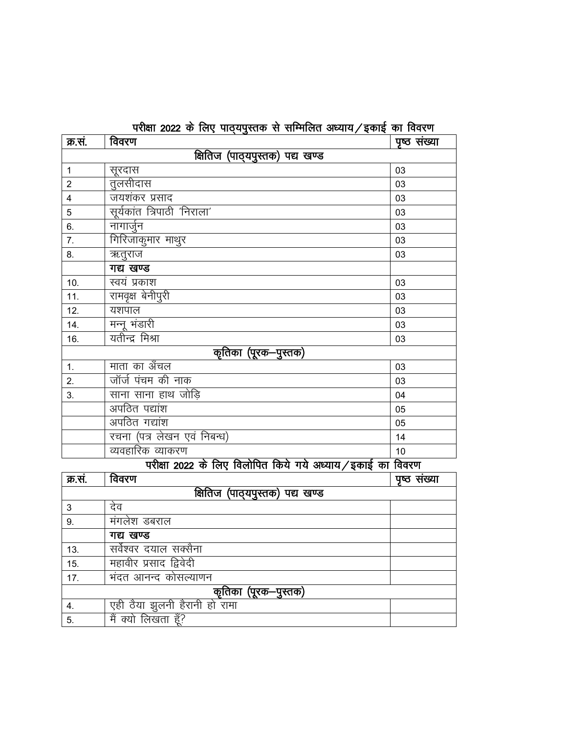## परीक्षा 2022 के लिए पाठ्यपुस्तक से सम्मिलित अध्याय/इकाई का विवरण

| क्र.सं. | विवरण | पृष्ठ संख्या |
|---|---|---|
| | **क्षितिज (पाठ्यपुस्तक) पद्य खण्ड** | |
| 1 | सूरदास | 03 |
| 2 | तुलसीदास | 03 |
| 4 | जयशंकर प्रसाद | 03 |
| 5 | सूर्यकांत त्रिपाठी 'निराला' | 03 |
| 6. | नागार्जुन | 03 |
| 7. | गिरिजाकुमार माथुर | 03 |
| 8. | ऋतुराज | 03 |
| | **गद्य खण्ड** | |
| 10. | स्वयं प्रकाश | 03 |
| 11. | रामवृक्ष बेनीपुरी | 03 |
| 12. | यशपाल | 03 |
| 14. | मन्नू भंडारी | 03 |
| 16. | यतीन्द्र मिश्रा | 03 |
| | **कृतिका (पूरक–पुस्तक)** | |
| 1. | माता का अँचल | 03 |
| 2. | जॉर्ज पंचम की नाक | 03 |
| 3. | साना साना हाथ जोड़ि | 04 |
| | अपठित पद्यांश | 05 |
| | अपठित गद्यांश | 05 |
| | रचना (पत्र लेखन एवं निबन्ध) | 14 |
| | व्यवहारिक व्याकरण | 10 |

## परीक्षा 2022 के लिए विलोपित किये गये अध्याय/इकाई का विवरण

| क्र.सं. | विवरण | पृष्ठ संख्या |
|---|---|---|
| | **क्षितिज (पाठ्यपुस्तक) पद्य खण्ड** | |
| 3 | देव | |
| 9. | मंगलेश डबराल | |
| | **गद्य खण्ड** | |
| 13. | सर्वेश्वर दयाल सक्सैना | |
| 15. | महावीर प्रसाद द्विवेदी | |
| 17. | भंदत आनन्द कोसल्याणन | |
| | **कृतिका (पूरक–पुस्तक)** | |
| 4. | एही ठैया झुलनी हैरानी हो रामा | |
| 5. | मैं क्यो लिखता हूँ? | |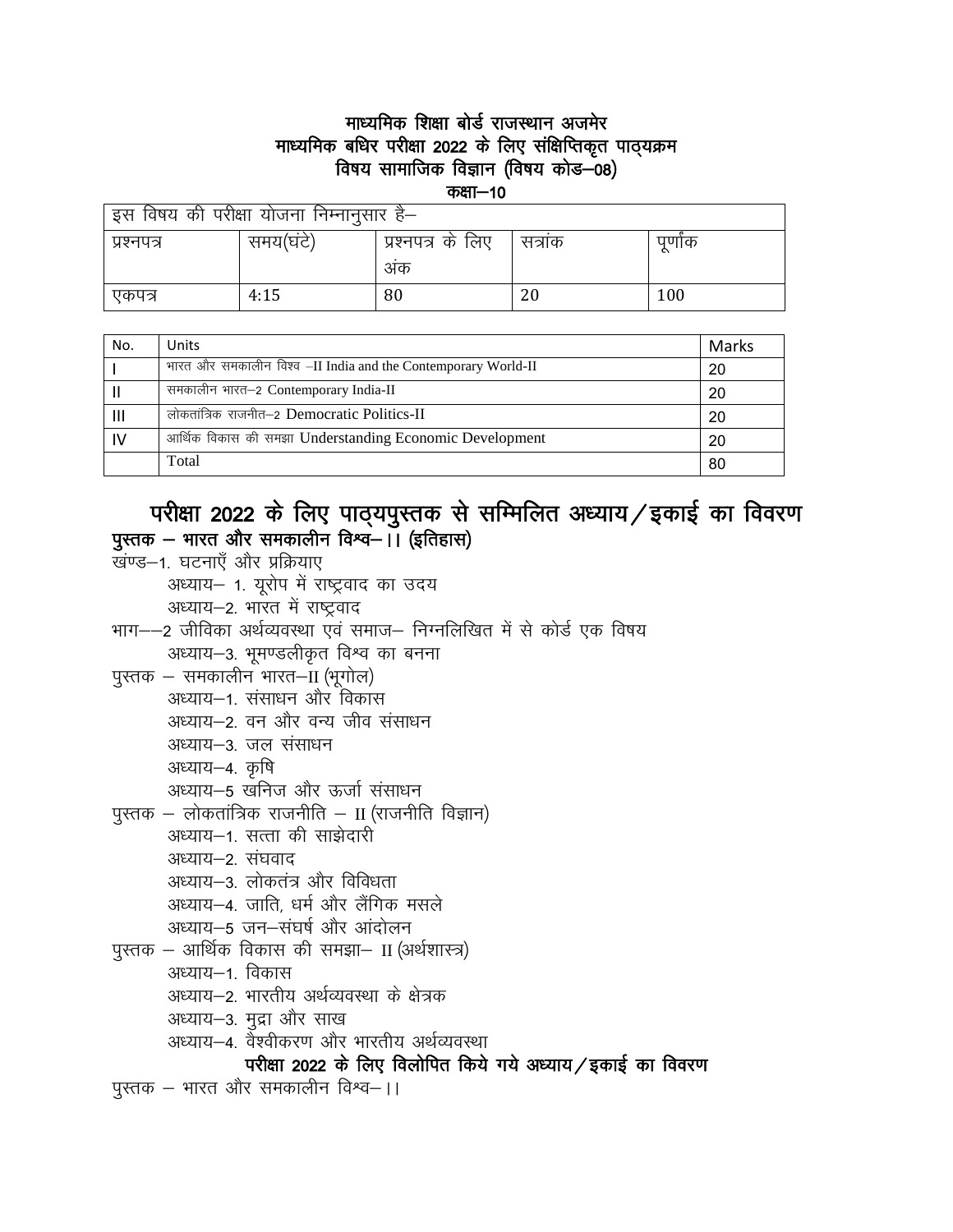## माध्यमिक शिक्षा बोर्ड राजस्थान अजमेर
## माध्यमिक बधिर परीक्षा 2022 के लिए संक्षिप्तिकृत पाठ्यक्रम
## विषय सामाजिक विज्ञान (विषय कोड–08)
### कक्षा–10

| इस विषय की परीक्षा योजना निम्नानुसार है– | | | | |
|---|---|---|---|---|
| प्रश्नपत्र | समय(घंटे) | प्रश्नपत्र के लिए अंक | सत्रांक | पूर्णांक |
| एकपत्र | 4:15 | 80 | 20 | 100 |

| No. | Units | Marks |
|---|---|---|
| I | भारत और समकालीन विश्व –II India and the Contemporary World-II | 20 |
| II | समकालीन भारत–2 Contemporary India-II | 20 |
| III | लोकतांत्रिक राजनीत–2 Democratic Politics-II | 20 |
| IV | आर्थिक विकास की समझा Understanding Economic Development | 20 |
| | Total | 80 |

## परीक्षा 2022 के लिए पाठ्यपुस्तक से सम्मिलित अध्याय/इकाई का विवरण

**पुस्तक – भारत और समकालीन विश्व–।। (इतिहास)**

खंण्ड–1. घटनाएँ और प्रक्रियाए

- अध्याय– 1. यूरोप में राष्ट्रवाद का उदय
- अध्याय–2. भारत में राष्ट्रवाद

भाग––2 जीविका अर्थव्यवस्था एवं समाज– निग्नलिखित में से कोर्ड एक विषय

- अध्याय–3. भूमण्डलीकृत विश्व का बनना

पुस्तक – समकालीन भारत–II (भूगोल)

- अध्याय–1. संसाधन और विकास
- अध्याय–2. वन और वन्य जीव संसाधन
- अध्याय–3. जल संसाधन
- अध्याय–4. कृषि
- अध्याय–5 खनिज और ऊर्जा संसाधन

पुस्तक – लोकतांत्रिक राजनीति – II (राजनीति विज्ञान)

- अध्याय–1. सत्ता की साझेदारी
- अध्याय–2. संघवाद
- अध्याय–3. लोकतंत्र और विविधता
- अध्याय–4. जाति, धर्म और लैंगिक मसले
- अध्याय–5 जन–संघर्ष और आंदोलन

पुस्तक – आर्थिक विकास की समझा– II (अर्थशास्त्र)

- अध्याय–1. विकास
- अध्याय–2. भारतीय अर्थव्यवस्था के क्षेत्रक
- अध्याय–3. मुद्रा और साख
- अध्याय–4. वैश्वीकरण और भारतीय अर्थव्यवस्था

### परीक्षा 2022 के लिए विलोपित किये गये अध्याय/इकाई का विवरण

पुस्तक – भारत और समकालीन विश्व–।।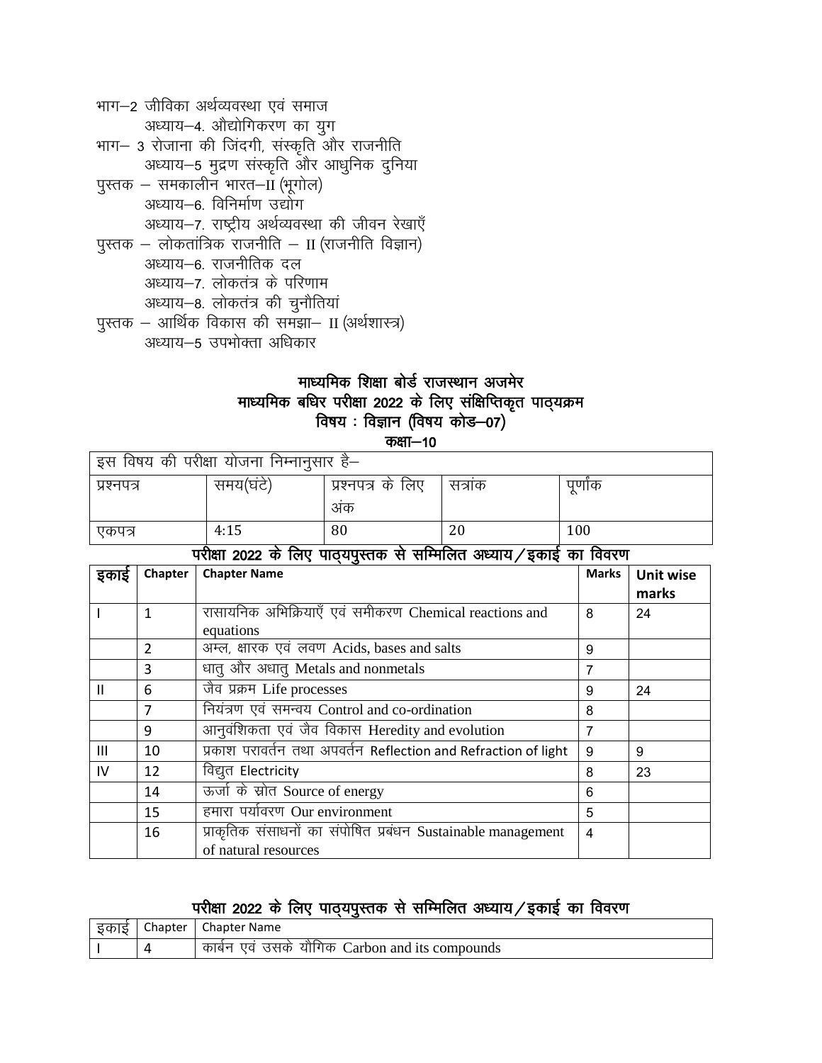भाग–2 जीविका अर्थव्यवस्था एवं समाज

अध्याय–4. औद्योगिकरण का युग

भाग– 3 रोजाना की जिंदगी, संस्कृति और राजनीति

अध्याय–5 मुद्रण संस्कृति और आधुनिक दुनिया

पुस्तक – समकालीन भारत–II (भूगोल)

अध्याय–6. विनिर्माण उद्योग

अध्याय–7. राष्ट्रीय अर्थव्यवस्था की जीवन रेखाएँ

पुस्तक – लोकतांत्रिक राजनीति – II (राजनीति विज्ञान)

अध्याय–6. राजनीतिक दल

अध्याय–7. लोकतंत्र के परिणाम

अध्याय–8. लोकतंत्र की चुनौतियां

पुस्तक – आर्थिक विकास की समझा– II (अर्थशास्त्र)

अध्याय–5 उपभोक्ता अधिकार

## माध्यमिक शिक्षा बोर्ड राजस्थान अजमेर
## माध्यमिक बधिर परीक्षा 2022 के लिए संक्षिप्तिकृत पाठ्यक्रम
## विषय : विज्ञान (विषय कोड–07)
## कक्षा–10

| इस विषय की परीक्षा योजना निम्नानुसार है– | | | | |
|---|---|---|---|---|
| प्रश्नपत्र | समय(घंटे) | प्रश्नपत्र के लिए अंक | सत्रांक | पूर्णांक |
| एकपत्र | 4:15 | 80 | 20 | 100 |

### परीक्षा 2022 के लिए पाठ्यपुस्तक से सम्मिलित अध्याय/इकाई का विवरण

| इकाई | Chapter | Chapter Name | Marks | Unit wise marks |
|---|---|---|---|---|
| I | 1 | रासायनिक अभिक्रियाएँ एवं समीकरण Chemical reactions and equations | 8 | 24 |
| | 2 | अम्ल, क्षारक एवं लवण Acids, bases and salts | 9 | |
| | 3 | धातु और अधातु Metals and nonmetals | 7 | |
| II | 6 | जैव प्रक्रम Life processes | 9 | 24 |
| | 7 | नियंत्रण एवं समन्वय Control and co-ordination | 8 | |
| | 9 | आनुवंशिकता एवं जैव विकास Heredity and evolution | 7 | |
| III | 10 | प्रकाश परावर्तन तथा अपवर्तन Reflection and Refraction of light | 9 | 9 |
| IV | 12 | विद्युत Electricity | 8 | 23 |
| | 14 | ऊर्जा के स्रोत Source of energy | 6 | |
| | 15 | हमारा पर्यावरण Our environment | 5 | |
| | 16 | प्राकृतिक संसाधनों का संपोषित प्रबंधन Sustainable management of natural resources | 4 | |

### परीक्षा 2022 के लिए पाठ्यपुस्तक से सम्मिलित अध्याय/इकाई का विवरण

| इकाई | Chapter | Chapter Name |
|---|---|---|
| I | 4 | कार्बन एवं उसके यौगिक Carbon and its compounds |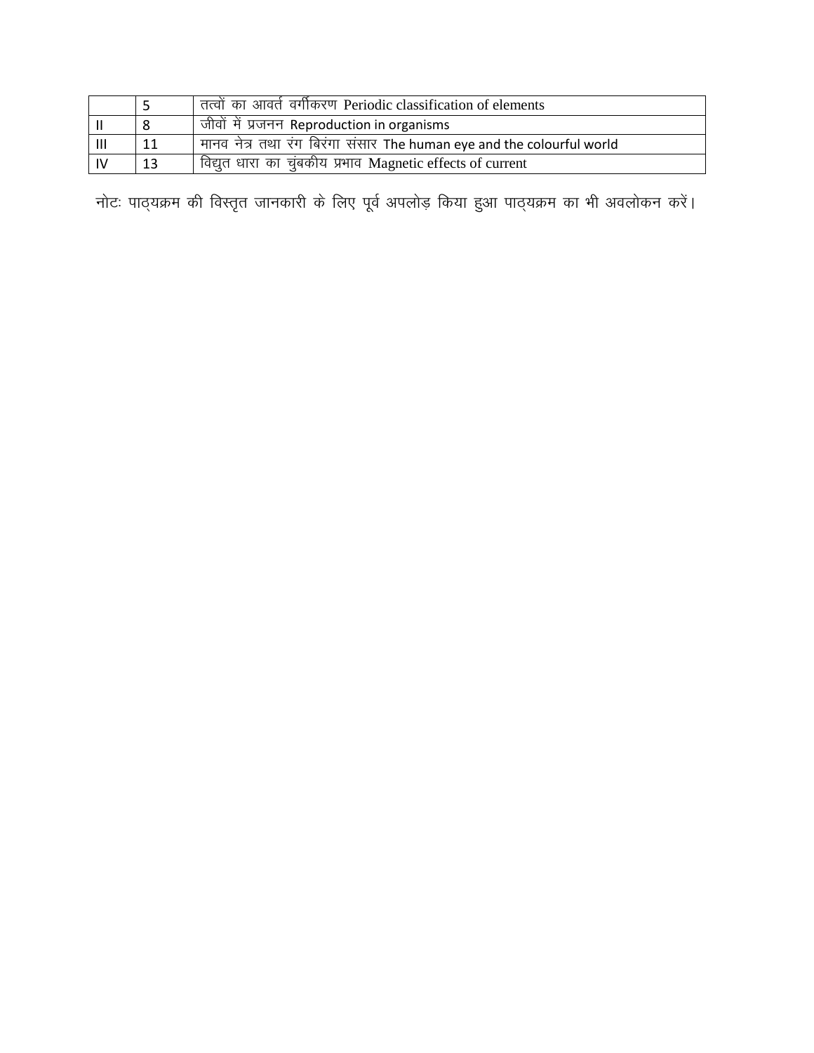|  | 5 | तत्वों का आवर्त वर्गीकरण Periodic classification of elements |
|---|---|---|
| II | 8 | जीवों में प्रजनन Reproduction in organisms |
| III | 11 | मानव नेत्र तथा रंग बिरंगा संसार The human eye and the colourful world |
| IV | 13 | विद्युत धारा का चुंबकीय प्रभाव Magnetic effects of current |

नोटः पाठ्यक्रम की विस्तृत जानकारी के लिए पूर्व अपलोड़ किया हुआ पाठ्यक्रम का भी अवलोकन करें।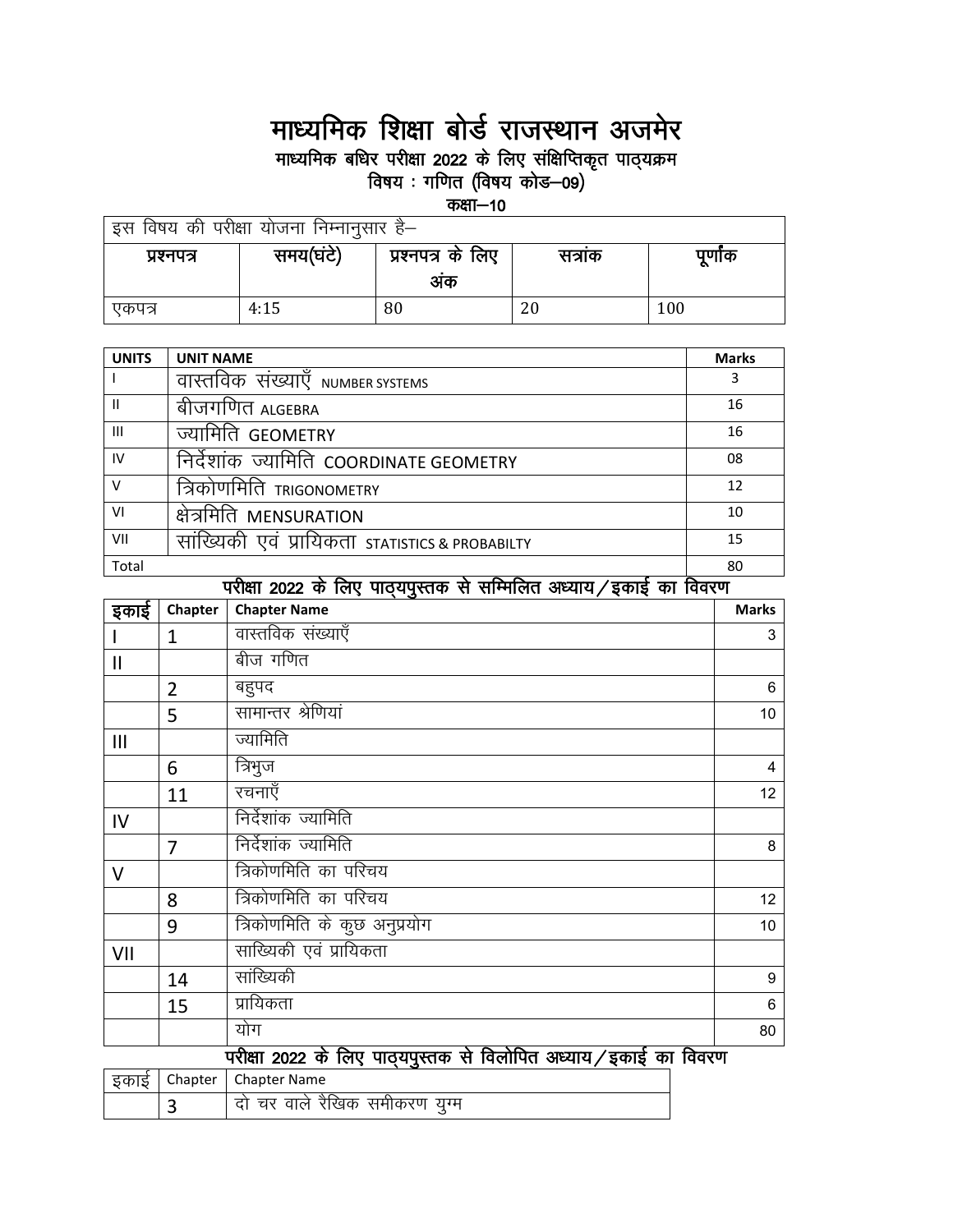# माध्यमिक शिक्षा बोर्ड राजस्थान अजमेर

## माध्यमिक बधिर परीक्षा 2022 के लिए संक्षिप्तिकृत पाठ्यक्रम

### विषय : गणित (विषय कोड–09)

### कक्षा–10

| इस विषय की परीक्षा योजना निम्नानुसार है– | | | | |
|---|---|---|---|---|
| प्रश्नपत्र | समय(घंटे) | प्रश्नपत्र के लिए अंक | सत्रांक | पूर्णांक |
| एकपत्र | 4:15 | 80 | 20 | 100 |

| UNITS | UNIT NAME | Marks |
|---|---|---|
| I | वास्तविक संख्याएँ NUMBER SYSTEMS | 3 |
| II | बीजगणित ALGEBRA | 16 |
| III | ज्यामिति GEOMETRY | 16 |
| IV | निर्देशांक ज्यामिति COORDINATE GEOMETRY | 08 |
| V | त्रिकोणमिति TRIGONOMETRY | 12 |
| VI | क्षेत्रमिति MENSURATION | 10 |
| VII | सांख्यिकी एवं प्रायिकता STATISTICS & PROBABILTY | 15 |
| Total | | 80 |

### परीक्षा 2022 के लिए पाठ्यपुस्तक से सम्मिलित अध्याय/इकाई का विवरण

| इकाई | Chapter | Chapter Name | Marks |
|---|---|---|---|
| I | 1 | वास्तविक संख्याएँ | 3 |
| II | | बीज गणित | |
| | 2 | बहुपद | 6 |
| | 5 | सामान्तर श्रेणियां | 10 |
| III | | ज्यामिति | |
| | 6 | त्रिभुज | 4 |
| | 11 | रचनाएँ | 12 |
| IV | | निर्देशांक ज्यामिति | |
| | 7 | निर्देशांक ज्यामिति | 8 |
| V | | त्रिकोणमिति का परिचय | |
| | 8 | त्रिकोणमिति का परिचय | 12 |
| | 9 | त्रिकोणमिति के कुछ अनुप्रयोग | 10 |
| VII | | साख्यिकी एवं प्रायिकता | |
| | 14 | सांख्यिकी | 9 |
| | 15 | प्रायिकता | 6 |
| | | योग | 80 |

### परीक्षा 2022 के लिए पाठ्यपुस्तक से विलोपित अध्याय/इकाई का विवरण

| इकाई | Chapter | Chapter Name |
|---|---|---|
| | 3 | दो चर वाले रैखिक समीकरण युग्म |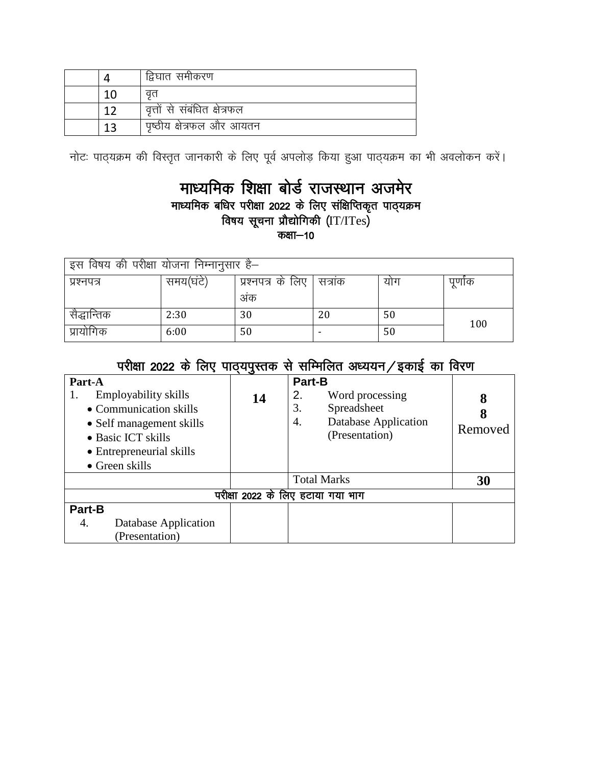| | 4 | द्विघात समीकरण |
|---|---|---|
| | 10 | वृत |
| | 12 | वृत्तों से संबंधित क्षेत्रफल |
| | 13 | पृष्ठीय क्षेत्रफल और आयतन |

नोटः पाठ्यक्रम की विस्तृत जानकारी के लिए पूर्व अपलोड़ किया हुआ पाठ्यक्रम का भी अवलोकन करें।

# माध्यमिक शिक्षा बोर्ड राजस्थान अजमेर

**माध्यमिक बधिर परीक्षा 2022 के लिए संक्षिप्तिकृत पाठ्यक्रम**

**विषय सूचना प्रौद्योगिकी (IT/ITes)**

**कक्षा–10**

| इस विषय की परीक्षा योजना निम्नानुसार है– | | | | | |
|---|---|---|---|---|---|
| प्रश्नपत्र | समय(घंटे) | प्रश्नपत्र के लिए अंक | सत्रांक | योग | पूर्णांक |
| सैद्धान्तिक | 2:30 | 30 | 20 | 50 | 100 |
| प्रायोगिक | 6:00 | 50 | - | 50 | |

## परीक्षा 2022 के लिए पाठ्यपुस्तक से सम्मिलित अध्ययन/इकाई का विरण

| **Part-A** | | **Part-B** | |
|---|---|---|---|
| 1. Employability skills<br>• Communication skills<br>• Self management skills<br>• Basic ICT skills<br>• Entrepreneurial skills<br>• Green skills | **14** | 2. Word processing<br>3. Spreadsheet<br>4. Database Application (Presentation) | **8**<br>**8**<br>Removed |
| | | Total Marks | **30** |
| परीक्षा 2022 के लिए हटाया गया भाग | | | |
| **Part-B**<br>4. Database Application (Presentation) | | | |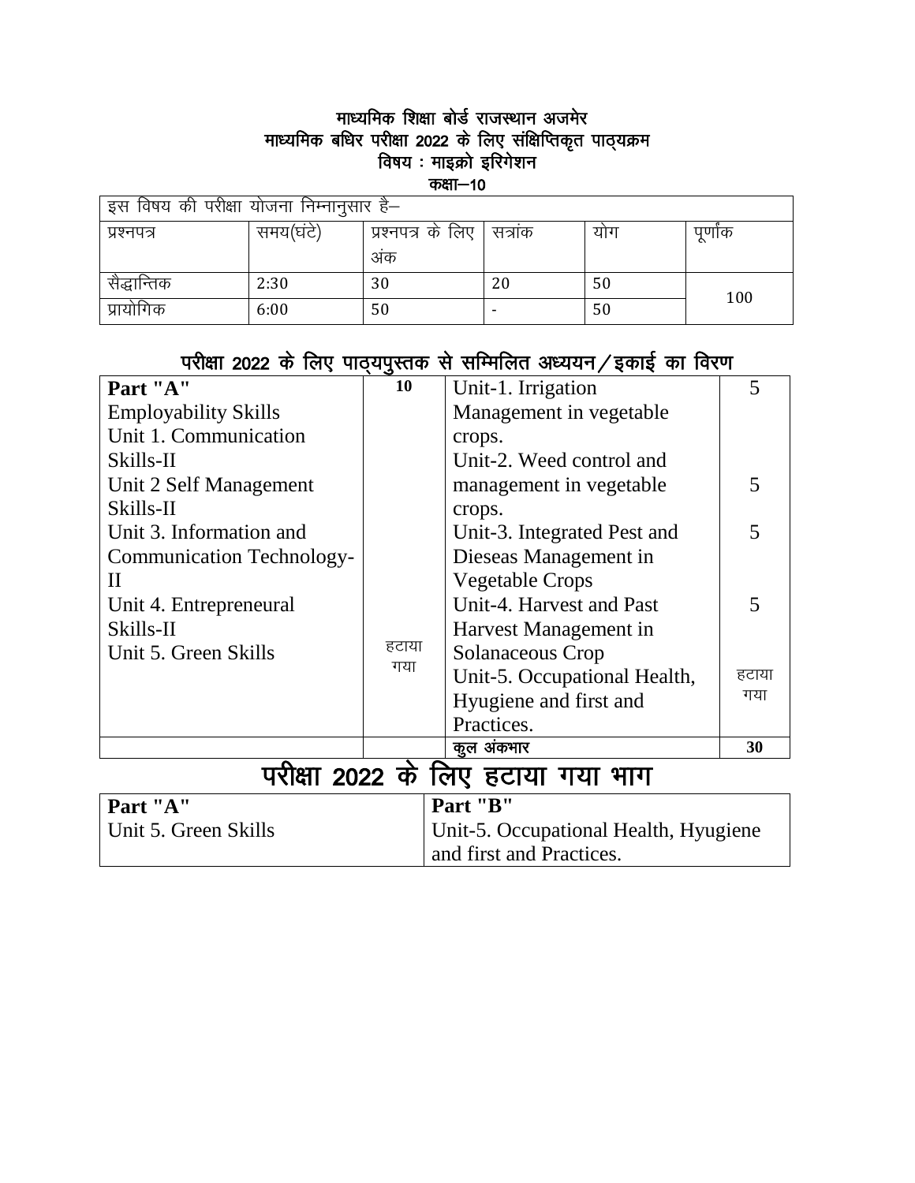# माध्यमिक शिक्षा बोर्ड राजस्थान अजमेर

## माध्यमिक बधिर परीक्षा 2022 के लिए संक्षिप्तिकृत पाठ्यक्रम

### विषय : माइक्रो इरिगेशन

### कक्षा–10

| इस विषय की परीक्षा योजना निम्नानुसार है– | | | | | |
|---|---|---|---|---|---|
| प्रश्नपत्र | समय(घंटे) | प्रश्नपत्र के लिए अंक | सत्रांक | योग | पूर्णांक |
| सैद्धान्तिक | 2:30 | 30 | 20 | 50 | 100 |
| प्रायोगिक | 6:00 | 50 | - | 50 | |

## परीक्षा 2022 के लिए पाठ्यपुस्तक से सम्मिलित अध्ययन/इकाई का विरण

| | | | |
|---|---|---|---|
| **Part "A"**<br>Employability Skills<br>Unit 1. Communication Skills-II<br>Unit 2 Self Management Skills-II<br>Unit 3. Information and Communication Technology-II<br>Unit 4. Entrepreneural Skills-II | **10** | Unit-1. Irrigation Management in vegetable crops. | 5 |
| | | Unit-2. Weed control and management in vegetable crops. | 5 |
| | | Unit-3. Integrated Pest and Dieseas Management in Vegetable Crops | 5 |
| | | Unit-4. Harvest and Past Harvest Management in Solanaceous Crop | 5 |
| Unit 5. Green Skills | हटाया गया | Unit-5. Occupational Health, Hyugiene and first and Practices. | हटाया गया |
| | | कुल अंकभार | **30** |

# परीक्षा 2022 के लिए हटाया गया भाग

| **Part "A"** | **Part "B"** |
|---|---|
| Unit 5. Green Skills | Unit-5. Occupational Health, Hyugiene and first and Practices. |